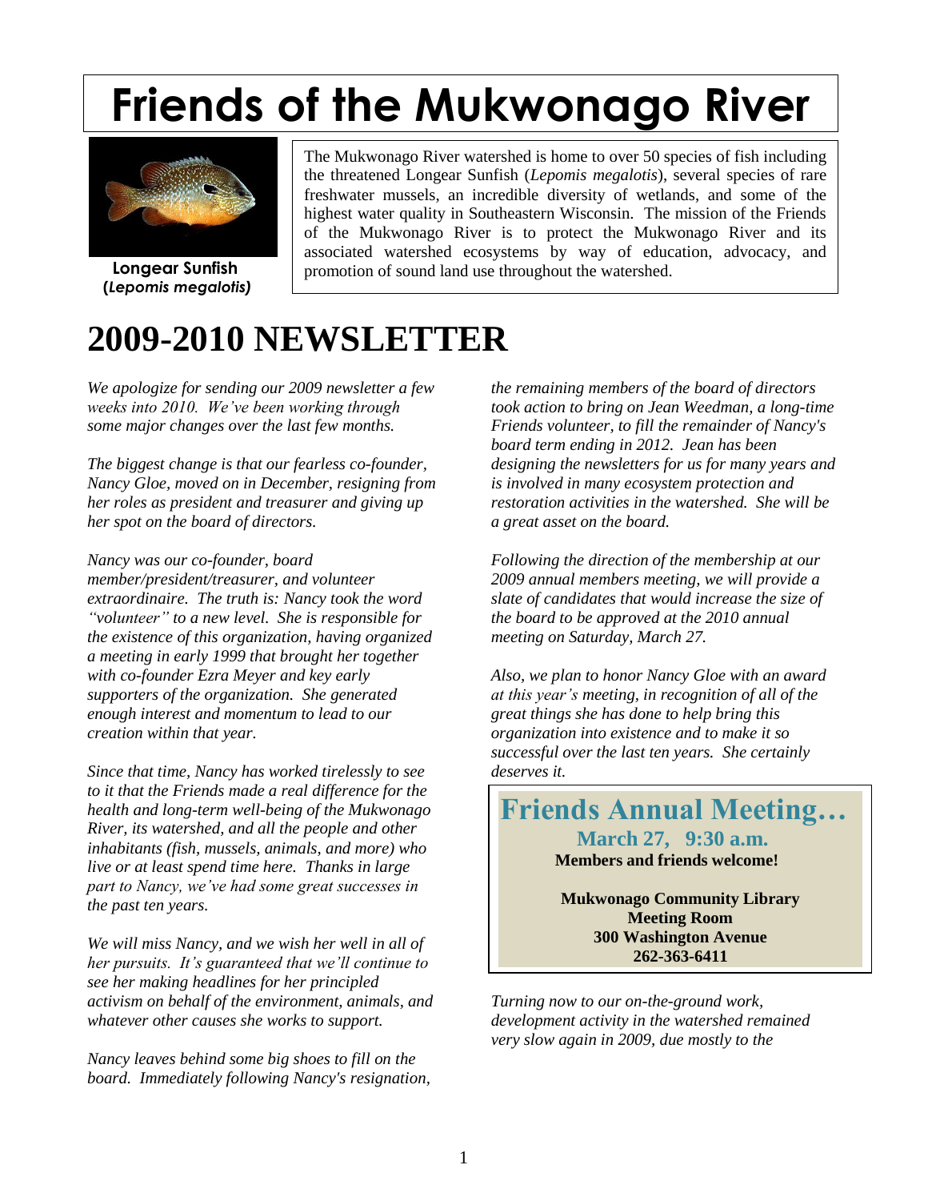# Friends of the Mukwonago River

**Longear Sunfish (*Lepomis megalotis*)**

The Mukwonago River watershed is home to over 50 species of fish including the threatened Longear Sunfish (*Lepomis megalotis*), several species of rare freshwater mussels, an incredible diversity of wetlands, and some of the highest water quality in Southeastern Wisconsin. The mission of the Friends of the Mukwonago River is to protect the Mukwonago River and its associated watershed ecosystems by way of education, advocacy, and promotion of sound land use throughout the watershed.

# 2009-2010 NEWSLETTER

*We apologize for sending our 2009 newsletter a few weeks into 2010. We've been working through some major changes over the last few months.*

*The biggest change is that our fearless co-founder, Nancy Gloe, moved on in December, resigning from her roles as president and treasurer and giving up her spot on the board of directors.*

*Nancy was our co-founder, board member/president/treasurer, and volunteer extraordinaire. The truth is: Nancy took the word "volunteer" to a new level. She is responsible for the existence of this organization, having organized a meeting in early 1999 that brought her together with co-founder Ezra Meyer and key early supporters of the organization. She generated enough interest and momentum to lead to our creation within that year.*

*Since that time, Nancy has worked tirelessly to see to it that the Friends made a real difference for the health and long-term well-being of the Mukwonago River, its watershed, and all the people and other inhabitants (fish, mussels, animals, and more) who live or at least spend time here. Thanks in large part to Nancy, we've had some great successes in the past ten years.*

*We will miss Nancy, and we wish her well in all of her pursuits. It's guaranteed that we'll continue to see her making headlines for her principled activism on behalf of the environment, animals, and whatever other causes she works to support.*

*Nancy leaves behind some big shoes to fill on the board. Immediately following Nancy's resignation, the remaining members of the board of directors took action to bring on Jean Weedman, a long-time Friends volunteer, to fill the remainder of Nancy's board term ending in 2012. Jean has been designing the newsletters for us for many years and is involved in many ecosystem protection and restoration activities in the watershed. She will be a great asset on the board.*

*Following the direction of the membership at our 2009 annual members meeting, we will provide a slate of candidates that would increase the size of the board to be approved at the 2010 annual meeting on Saturday, March 27.*

*Also, we plan to honor Nancy Gloe with an award at this year's meeting, in recognition of all of the great things she has done to help bring this organization into existence and to make it so successful over the last ten years. She certainly deserves it.*

## Friends Annual Meeting…

**March 27, 9:30 a.m.**
**Members and friends welcome!**

**Mukwonago Community Library**
**Meeting Room**
**300 Washington Avenue**
**262-363-6411**

*Turning now to our on-the-ground work, development activity in the watershed remained very slow again in 2009, due mostly to the*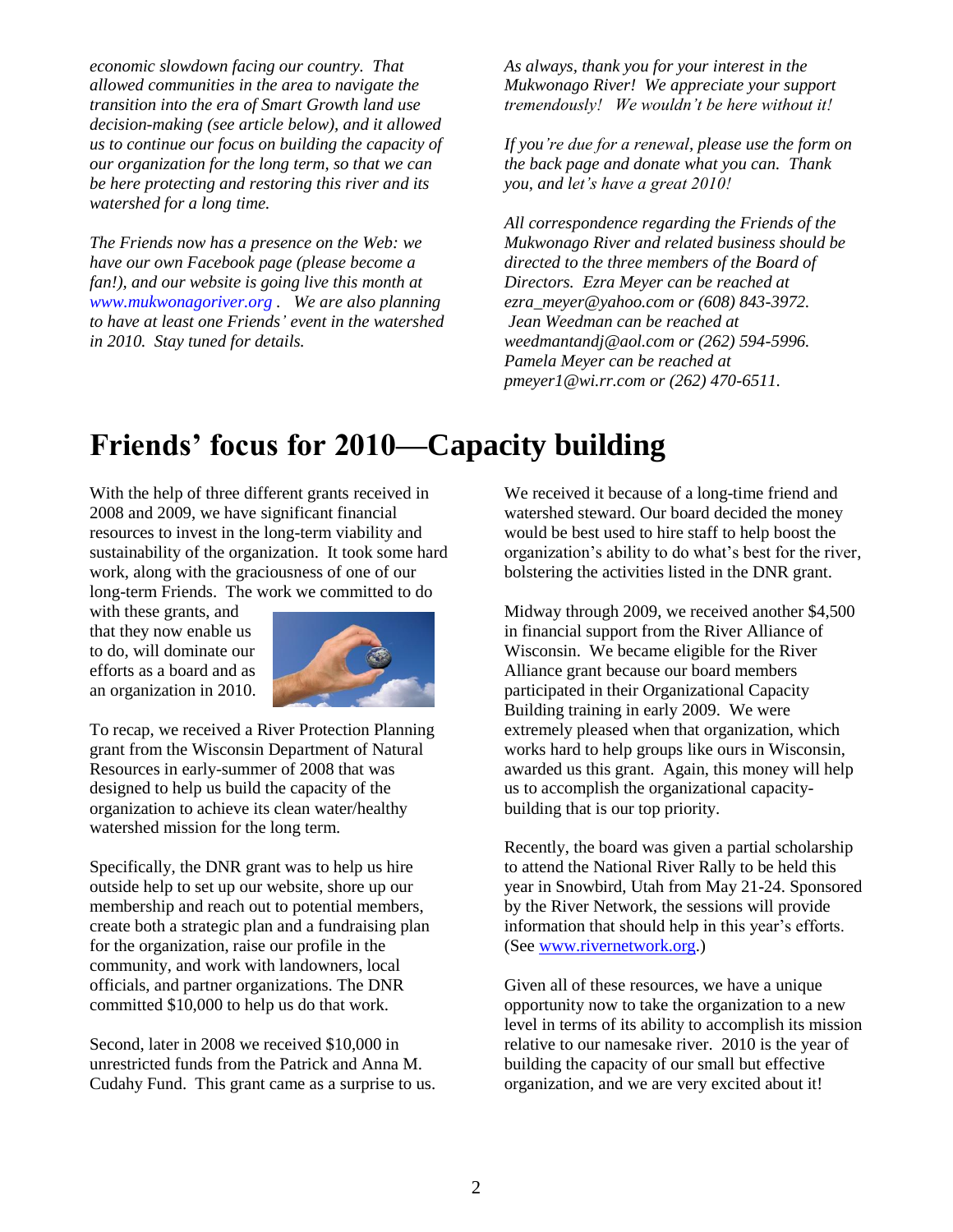*economic slowdown facing our country. That allowed communities in the area to navigate the transition into the era of Smart Growth land use decision-making (see article below), and it allowed us to continue our focus on building the capacity of our organization for the long term, so that we can be here protecting and restoring this river and its watershed for a long time.*

*The Friends now has a presence on the Web: we have our own Facebook page (please become a fan!), and our website is going live this month at www.mukwonagoriver.org . We are also planning to have at least one Friends' event in the watershed in 2010. Stay tuned for details.*

*As always, thank you for your interest in the Mukwonago River! We appreciate your support tremendously! We wouldn't be here without it!*

*If you're due for a renewal, please use the form on the back page and donate what you can. Thank you, and let's have a great 2010!*

*All correspondence regarding the Friends of the Mukwonago River and related business should be directed to the three members of the Board of Directors. Ezra Meyer can be reached at ezra_meyer@yahoo.com or (608) 843-3972. Jean Weedman can be reached at weedmantandj@aol.com or (262) 594-5996. Pamela Meyer can be reached at pmeyer1@wi.rr.com or (262) 470-6511.*

# Friends' focus for 2010—Capacity building

With the help of three different grants received in 2008 and 2009, we have significant financial resources to invest in the long-term viability and sustainability of the organization. It took some hard work, along with the graciousness of one of our long-term Friends. The work we committed to do with these grants, and that they now enable us to do, will dominate our efforts as a board and as an organization in 2010.

To recap, we received a River Protection Planning grant from the Wisconsin Department of Natural Resources in early-summer of 2008 that was designed to help us build the capacity of the organization to achieve its clean water/healthy watershed mission for the long term.

Specifically, the DNR grant was to help us hire outside help to set up our website, shore up our membership and reach out to potential members, create both a strategic plan and a fundraising plan for the organization, raise our profile in the community, and work with landowners, local officials, and partner organizations. The DNR committed $10,000 to help us do that work.

Second, later in 2008 we received $10,000 in unrestricted funds from the Patrick and Anna M. Cudahy Fund. This grant came as a surprise to us. We received it because of a long-time friend and watershed steward. Our board decided the money would be best used to hire staff to help boost the organization's ability to do what's best for the river, bolstering the activities listed in the DNR grant.

Midway through 2009, we received another $4,500 in financial support from the River Alliance of Wisconsin. We became eligible for the River Alliance grant because our board members participated in their Organizational Capacity Building training in early 2009. We were extremely pleased when that organization, which works hard to help groups like ours in Wisconsin, awarded us this grant. Again, this money will help us to accomplish the organizational capacity-building that is our top priority.

Recently, the board was given a partial scholarship to attend the National River Rally to be held this year in Snowbird, Utah from May 21-24. Sponsored by the River Network, the sessions will provide information that should help in this year's efforts. (See www.rivernetwork.org.)

Given all of these resources, we have a unique opportunity now to take the organization to a new level in terms of its ability to accomplish its mission relative to our namesake river. 2010 is the year of building the capacity of our small but effective organization, and we are very excited about it!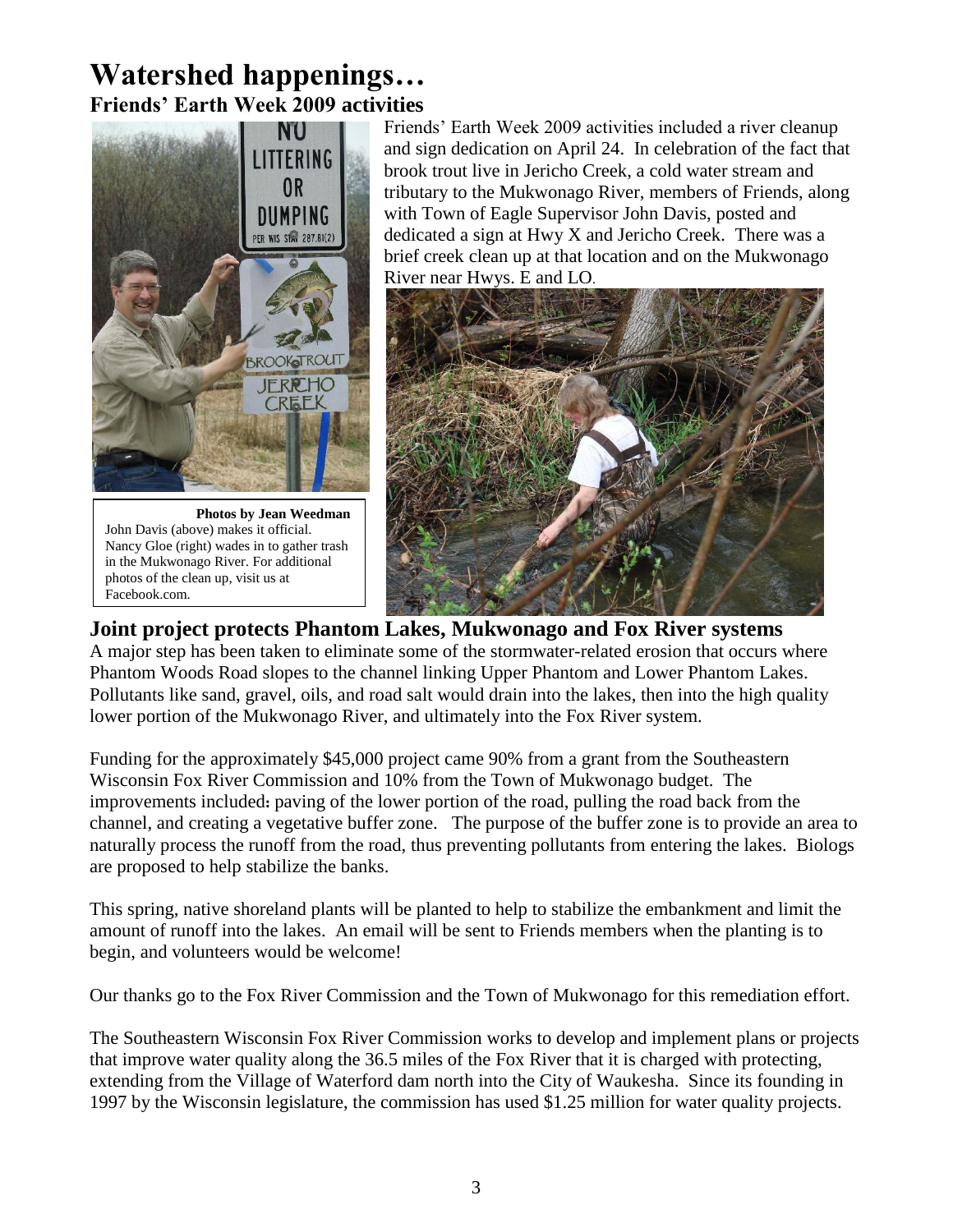# Watershed happenings…

## Friends' Earth Week 2009 activities

Friends' Earth Week 2009 activities included a river cleanup and sign dedication on April 24. In celebration of the fact that brook trout live in Jericho Creek, a cold water stream and tributary to the Mukwonago River, members of Friends, along with Town of Eagle Supervisor John Davis, posted and dedicated a sign at Hwy X and Jericho Creek. There was a brief creek clean up at that location and on the Mukwonago River near Hwys. E and LO.

**Photos by Jean Weedman**
John Davis (above) makes it official. Nancy Gloe (right) wades in to gather trash in the Mukwonago River. For additional photos of the clean up, visit us at Facebook.com.

## Joint project protects Phantom Lakes, Mukwonago and Fox River systems

A major step has been taken to eliminate some of the stormwater-related erosion that occurs where Phantom Woods Road slopes to the channel linking Upper Phantom and Lower Phantom Lakes. Pollutants like sand, gravel, oils, and road salt would drain into the lakes, then into the high quality lower portion of the Mukwonago River, and ultimately into the Fox River system.

Funding for the approximately $45,000 project came 90% from a grant from the Southeastern Wisconsin Fox River Commission and 10% from the Town of Mukwonago budget. The improvements included**:** paving of the lower portion of the road, pulling the road back from the channel, and creating a vegetative buffer zone. The purpose of the buffer zone is to provide an area to naturally process the runoff from the road, thus preventing pollutants from entering the lakes. Biologs are proposed to help stabilize the banks.

This spring, native shoreland plants will be planted to help to stabilize the embankment and limit the amount of runoff into the lakes. An email will be sent to Friends members when the planting is to begin, and volunteers would be welcome!

Our thanks go to the Fox River Commission and the Town of Mukwonago for this remediation effort.

The Southeastern Wisconsin Fox River Commission works to develop and implement plans or projects that improve water quality along the 36.5 miles of the Fox River that it is charged with protecting, extending from the Village of Waterford dam north into the City of Waukesha. Since its founding in 1997 by the Wisconsin legislature, the commission has used $1.25 million for water quality projects.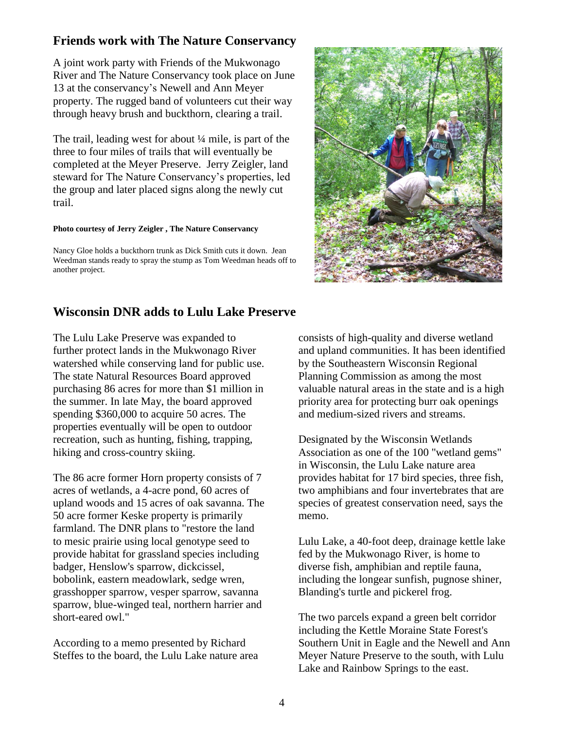## Friends work with The Nature Conservancy

A joint work party with Friends of the Mukwonago River and The Nature Conservancy took place on June 13 at the conservancy's Newell and Ann Meyer property. The rugged band of volunteers cut their way through heavy brush and buckthorn, clearing a trail.

The trail, leading west for about ¼ mile, is part of the three to four miles of trails that will eventually be completed at the Meyer Preserve. Jerry Zeigler, land steward for The Nature Conservancy's properties, led the group and later placed signs along the newly cut trail.

**Photo courtesy of Jerry Zeigler , The Nature Conservancy**

Nancy Gloe holds a buckthorn trunk as Dick Smith cuts it down. Jean Weedman stands ready to spray the stump as Tom Weedman heads off to another project.

## Wisconsin DNR adds to Lulu Lake Preserve

The Lulu Lake Preserve was expanded to further protect lands in the Mukwonago River watershed while conserving land for public use. The state Natural Resources Board approved purchasing 86 acres for more than $1 million in the summer. In late May, the board approved spending $360,000 to acquire 50 acres. The properties eventually will be open to outdoor recreation, such as hunting, fishing, trapping, hiking and cross-country skiing.

The 86 acre former Horn property consists of 7 acres of wetlands, a 4-acre pond, 60 acres of upland woods and 15 acres of oak savanna. The 50 acre former Keske property is primarily farmland. The DNR plans to "restore the land to mesic prairie using local genotype seed to provide habitat for grassland species including badger, Henslow's sparrow, dickcissel, bobolink, eastern meadowlark, sedge wren, grasshopper sparrow, vesper sparrow, savanna sparrow, blue-winged teal, northern harrier and short-eared owl."

According to a memo presented by Richard Steffes to the board, the Lulu Lake nature area consists of high-quality and diverse wetland and upland communities. It has been identified by the Southeastern Wisconsin Regional Planning Commission as among the most valuable natural areas in the state and is a high priority area for protecting burr oak openings and medium-sized rivers and streams.

Designated by the Wisconsin Wetlands Association as one of the 100 "wetland gems" in Wisconsin, the Lulu Lake nature area provides habitat for 17 bird species, three fish, two amphibians and four invertebrates that are species of greatest conservation need, says the memo.

Lulu Lake, a 40-foot deep, drainage kettle lake fed by the Mukwonago River, is home to diverse fish, amphibian and reptile fauna, including the longear sunfish, pugnose shiner, Blanding's turtle and pickerel frog.

The two parcels expand a green belt corridor including the Kettle Moraine State Forest's Southern Unit in Eagle and the Newell and Ann Meyer Nature Preserve to the south, with Lulu Lake and Rainbow Springs to the east.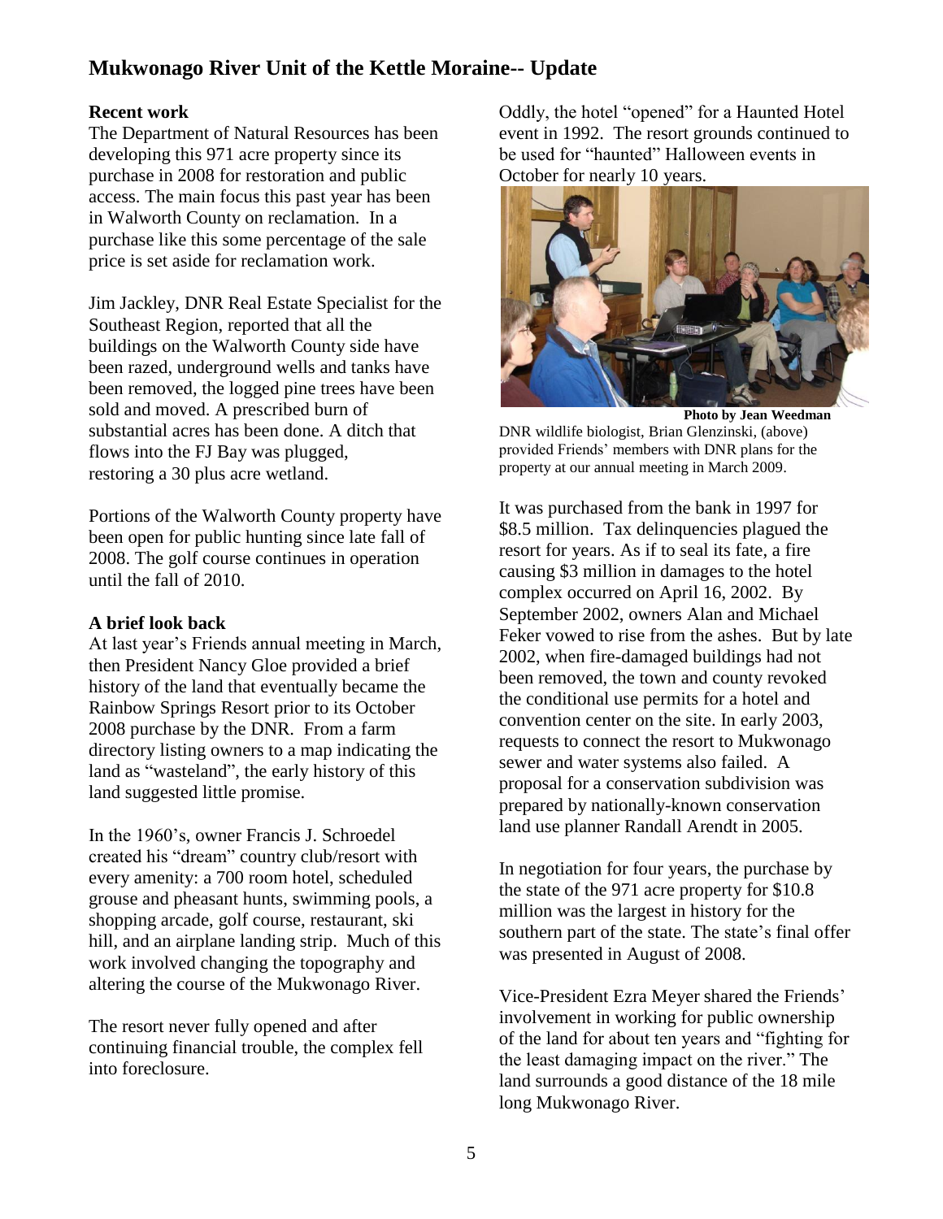# Mukwonago River Unit of the Kettle Moraine-- Update

**Recent work**

The Department of Natural Resources has been developing this 971 acre property since its purchase in 2008 for restoration and public access. The main focus this past year has been in Walworth County on reclamation. In a purchase like this some percentage of the sale price is set aside for reclamation work.

Jim Jackley, DNR Real Estate Specialist for the Southeast Region, reported that all the buildings on the Walworth County side have been razed, underground wells and tanks have been removed, the logged pine trees have been sold and moved. A prescribed burn of substantial acres has been done. A ditch that flows into the FJ Bay was plugged, restoring a 30 plus acre wetland.

Portions of the Walworth County property have been open for public hunting since late fall of 2008. The golf course continues in operation until the fall of 2010.

**A brief look back**

At last year's Friends annual meeting in March, then President Nancy Gloe provided a brief history of the land that eventually became the Rainbow Springs Resort prior to its October 2008 purchase by the DNR. From a farm directory listing owners to a map indicating the land as "wasteland", the early history of this land suggested little promise.

In the 1960's, owner Francis J. Schroedel created his "dream" country club/resort with every amenity: a 700 room hotel, scheduled grouse and pheasant hunts, swimming pools, a shopping arcade, golf course, restaurant, ski hill, and an airplane landing strip. Much of this work involved changing the topography and altering the course of the Mukwonago River.

The resort never fully opened and after continuing financial trouble, the complex fell into foreclosure.

Oddly, the hotel "opened" for a Haunted Hotel event in 1992. The resort grounds continued to be used for "haunted" Halloween events in October for nearly 10 years.

**Photo by Jean Weedman**

DNR wildlife biologist, Brian Glenzinski, (above) provided Friends' members with DNR plans for the property at our annual meeting in March 2009.

It was purchased from the bank in 1997 for $8.5 million. Tax delinquencies plagued the resort for years. As if to seal its fate, a fire causing $3 million in damages to the hotel complex occurred on April 16, 2002. By September 2002, owners Alan and Michael Feker vowed to rise from the ashes. But by late 2002, when fire-damaged buildings had not been removed, the town and county revoked the conditional use permits for a hotel and convention center on the site. In early 2003, requests to connect the resort to Mukwonago sewer and water systems also failed. A proposal for a conservation subdivision was prepared by nationally-known conservation land use planner Randall Arendt in 2005.

In negotiation for four years, the purchase by the state of the 971 acre property for $10.8 million was the largest in history for the southern part of the state. The state's final offer was presented in August of 2008.

Vice-President Ezra Meyer shared the Friends' involvement in working for public ownership of the land for about ten years and "fighting for the least damaging impact on the river." The land surrounds a good distance of the 18 mile long Mukwonago River.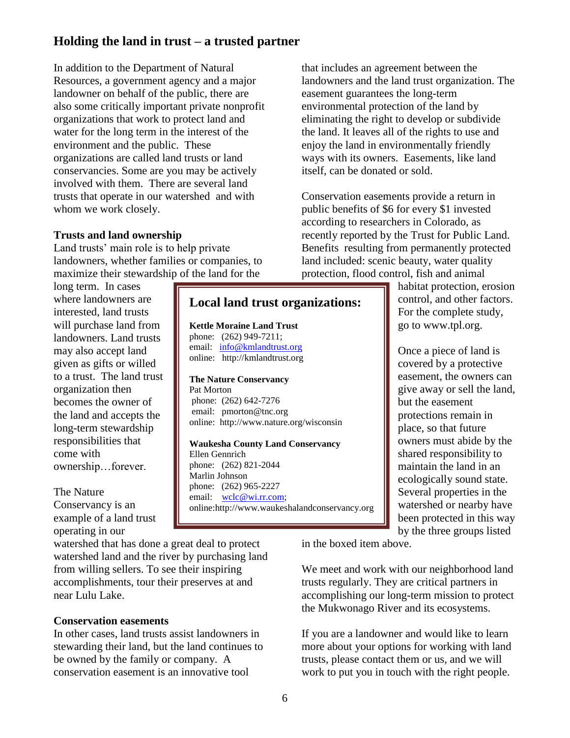## Holding the land in trust – a trusted partner

In addition to the Department of Natural Resources, a government agency and a major landowner on behalf of the public, there are also some critically important private nonprofit organizations that work to protect land and water for the long term in the interest of the environment and the public. These organizations are called land trusts or land conservancies. Some are you may be actively involved with them. There are several land trusts that operate in our watershed and with whom we work closely.

**Trusts and land ownership**

Land trusts' main role is to help private landowners, whether families or companies, to maximize their stewardship of the land for the long term. In cases where landowners are interested, land trusts will purchase land from landowners. Land trusts may also accept land given as gifts or willed to a trust. The land trust organization then becomes the owner of the land and accepts the long-term stewardship responsibilities that come with ownership…forever.

The Nature Conservancy is an example of a land trust operating in our watershed that has done a great deal to protect watershed land and the river by purchasing land from willing sellers. To see their inspiring accomplishments, tour their preserves at and near Lulu Lake.

**Conservation easements**

In other cases, land trusts assist landowners in stewarding their land, but the land continues to be owned by the family or company. A conservation easement is an innovative tool that includes an agreement between the landowners and the land trust organization. The easement guarantees the long-term environmental protection of the land by eliminating the right to develop or subdivide the land. It leaves all of the rights to use and enjoy the land in environmentally friendly ways with its owners. Easements, like land itself, can be donated or sold.

Conservation easements provide a return in public benefits of $6 for every $1 invested according to researchers in Colorado, as recently reported by the Trust for Public Land. Benefits resulting from permanently protected land included: scenic beauty, water quality protection, flood control, fish and animal habitat protection, erosion control, and other factors. For the complete study, go to www.tpl.org.

Once a piece of land is covered by a protective easement, the owners can give away or sell the land, but the easement protections remain in place, so that future owners must abide by the shared responsibility to maintain the land in an ecologically sound state. Several properties in the watershed or nearby have been protected in this way by the three groups listed in the boxed item above.

We meet and work with our neighborhood land trusts regularly. They are critical partners in accomplishing our long-term mission to protect the Mukwonago River and its ecosystems.

If you are a landowner and would like to learn more about your options for working with land trusts, please contact them or us, and we will work to put you in touch with the right people.

---

### Local land trust organizations:

**Kettle Moraine Land Trust**
phone: (262) 949-7211;
email: info@kmlandtrust.org
online: http://kmlandtrust.org

**The Nature Conservancy**
Pat Morton
phone: (262) 642-7276
email: pmorton@tnc.org
online: http://www.nature.org/wisconsin

**Waukesha County Land Conservancy**
Ellen Gennrich
phone: (262) 821-2044
Marlin Johnson
phone: (262) 965-2227
email: wclc@wi.rr.com;
online:http://www.waukeshalandconservancy.org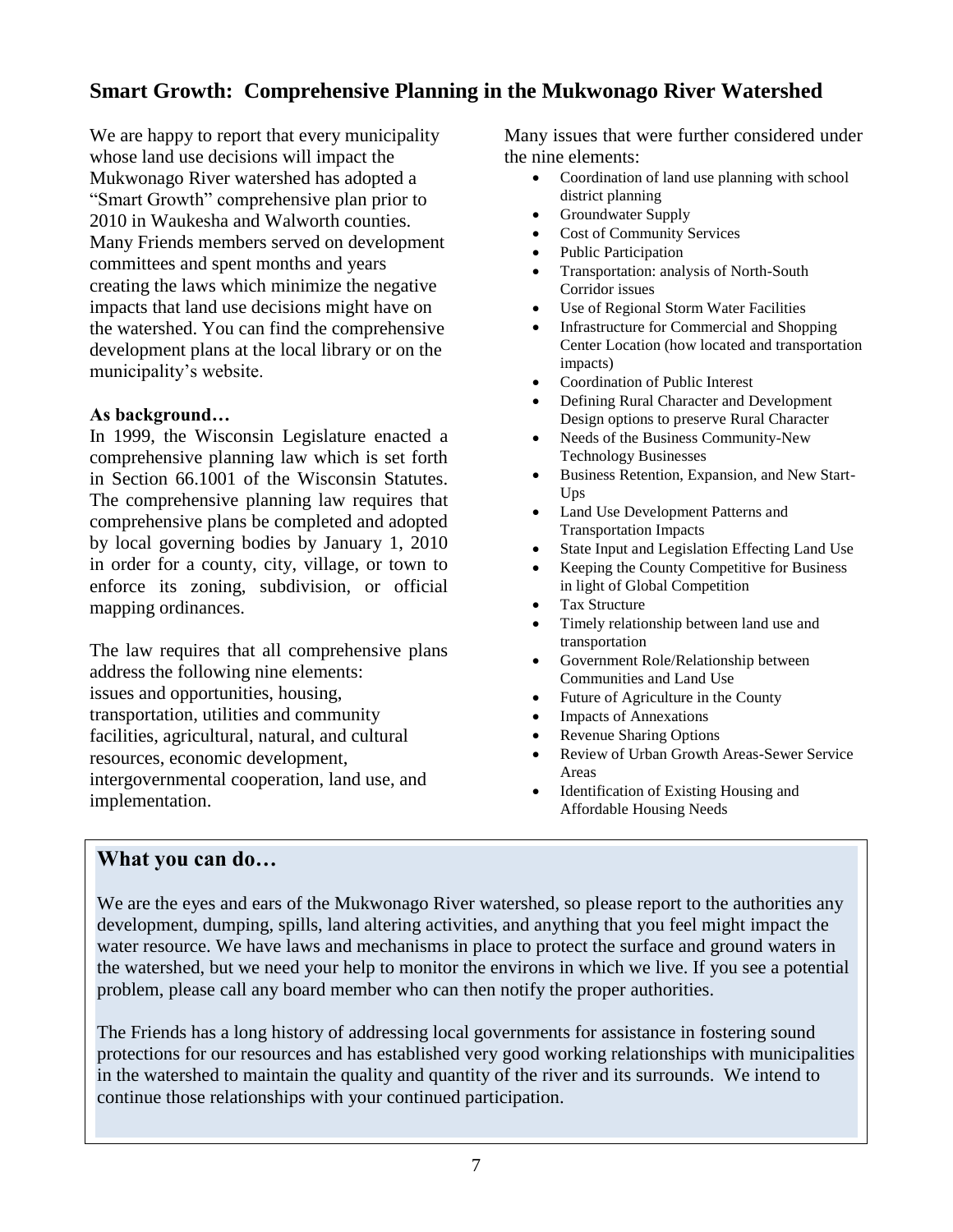## Smart Growth: Comprehensive Planning in the Mukwonago River Watershed

We are happy to report that every municipality whose land use decisions will impact the Mukwonago River watershed has adopted a "Smart Growth" comprehensive plan prior to 2010 in Waukesha and Walworth counties. Many Friends members served on development committees and spent months and years creating the laws which minimize the negative impacts that land use decisions might have on the watershed. You can find the comprehensive development plans at the local library or on the municipality's website.

**As background…**

In 1999, the Wisconsin Legislature enacted a comprehensive planning law which is set forth in Section 66.1001 of the Wisconsin Statutes. The comprehensive planning law requires that comprehensive plans be completed and adopted by local governing bodies by January 1, 2010 in order for a county, city, village, or town to enforce its zoning, subdivision, or official mapping ordinances.

The law requires that all comprehensive plans address the following nine elements: issues and opportunities, housing, transportation, utilities and community facilities, agricultural, natural, and cultural resources, economic development, intergovernmental cooperation, land use, and implementation.

Many issues that were further considered under the nine elements:

- Coordination of land use planning with school district planning
- Groundwater Supply
- Cost of Community Services
- Public Participation
- Transportation: analysis of North-South Corridor issues
- Use of Regional Storm Water Facilities
- Infrastructure for Commercial and Shopping Center Location (how located and transportation impacts)
- Coordination of Public Interest
- Defining Rural Character and Development Design options to preserve Rural Character
- Needs of the Business Community-New Technology Businesses
- Business Retention, Expansion, and New Start-Ups
- Land Use Development Patterns and Transportation Impacts
- State Input and Legislation Effecting Land Use
- Keeping the County Competitive for Business in light of Global Competition
- Tax Structure
- Timely relationship between land use and transportation
- Government Role/Relationship between Communities and Land Use
- Future of Agriculture in the County
- Impacts of Annexations
- Revenue Sharing Options
- Review of Urban Growth Areas-Sewer Service Areas
- Identification of Existing Housing and Affordable Housing Needs

### What you can do…

We are the eyes and ears of the Mukwonago River watershed, so please report to the authorities any development, dumping, spills, land altering activities, and anything that you feel might impact the water resource. We have laws and mechanisms in place to protect the surface and ground waters in the watershed, but we need your help to monitor the environs in which we live. If you see a potential problem, please call any board member who can then notify the proper authorities.

The Friends has a long history of addressing local governments for assistance in fostering sound protections for our resources and has established very good working relationships with municipalities in the watershed to maintain the quality and quantity of the river and its surrounds. We intend to continue those relationships with your continued participation.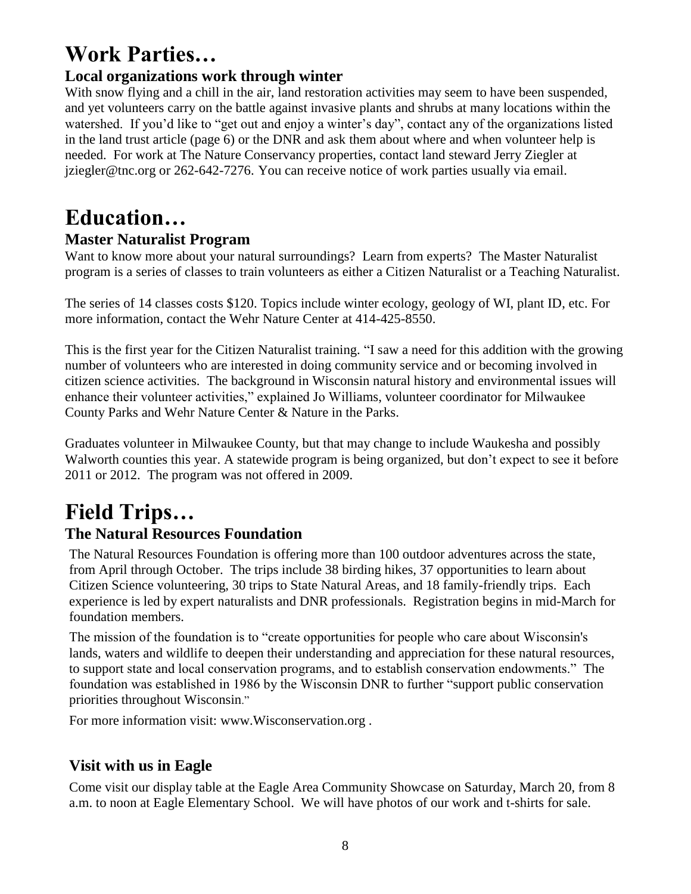# Work Parties…

### Local organizations work through winter

With snow flying and a chill in the air, land restoration activities may seem to have been suspended, and yet volunteers carry on the battle against invasive plants and shrubs at many locations within the watershed. If you'd like to "get out and enjoy a winter's day", contact any of the organizations listed in the land trust article (page 6) or the DNR and ask them about where and when volunteer help is needed. For work at The Nature Conservancy properties, contact land steward Jerry Ziegler at jziegler@tnc.org or 262-642-7276. You can receive notice of work parties usually via email.

# Education…

### Master Naturalist Program

Want to know more about your natural surroundings? Learn from experts? The Master Naturalist program is a series of classes to train volunteers as either a Citizen Naturalist or a Teaching Naturalist.

The series of 14 classes costs $120. Topics include winter ecology, geology of WI, plant ID, etc. For more information, contact the Wehr Nature Center at 414-425-8550.

This is the first year for the Citizen Naturalist training. "I saw a need for this addition with the growing number of volunteers who are interested in doing community service and or becoming involved in citizen science activities. The background in Wisconsin natural history and environmental issues will enhance their volunteer activities," explained Jo Williams, volunteer coordinator for Milwaukee County Parks and Wehr Nature Center & Nature in the Parks.

Graduates volunteer in Milwaukee County, but that may change to include Waukesha and possibly Walworth counties this year. A statewide program is being organized, but don't expect to see it before 2011 or 2012. The program was not offered in 2009.

# Field Trips…

### The Natural Resources Foundation

The Natural Resources Foundation is offering more than 100 outdoor adventures across the state, from April through October. The trips include 38 birding hikes, 37 opportunities to learn about Citizen Science volunteering, 30 trips to State Natural Areas, and 18 family-friendly trips. Each experience is led by expert naturalists and DNR professionals. Registration begins in mid-March for foundation members.

The mission of the foundation is to "create opportunities for people who care about Wisconsin's lands, waters and wildlife to deepen their understanding and appreciation for these natural resources, to support state and local conservation programs, and to establish conservation endowments." The foundation was established in 1986 by the Wisconsin DNR to further "support public conservation priorities throughout Wisconsin."

For more information visit: www.Wisconservation.org .

### Visit with us in Eagle

Come visit our display table at the Eagle Area Community Showcase on Saturday, March 20, from 8 a.m. to noon at Eagle Elementary School. We will have photos of our work and t-shirts for sale.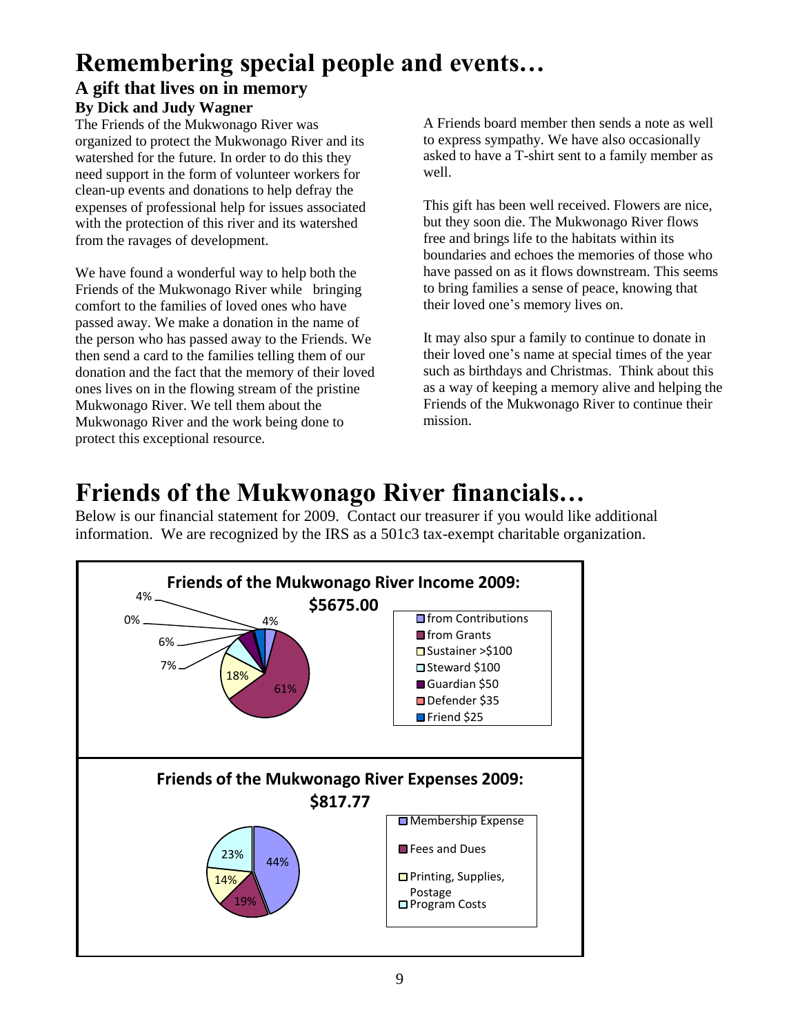# Remembering special people and events…

## A gift that lives on in memory

### By Dick and Judy Wagner

The Friends of the Mukwonago River was organized to protect the Mukwonago River and its watershed for the future. In order to do this they need support in the form of volunteer workers for clean-up events and donations to help defray the expenses of professional help for issues associated with the protection of this river and its watershed from the ravages of development.

We have found a wonderful way to help both the Friends of the Mukwonago River while bringing comfort to the families of loved ones who have passed away. We make a donation in the name of the person who has passed away to the Friends. We then send a card to the families telling them of our donation and the fact that the memory of their loved ones lives on in the flowing stream of the pristine Mukwonago River. We tell them about the Mukwonago River and the work being done to protect this exceptional resource.

A Friends board member then sends a note as well to express sympathy. We have also occasionally asked to have a T-shirt sent to a family member as well.

This gift has been well received. Flowers are nice, but they soon die. The Mukwonago River flows free and brings life to the habitats within its boundaries and echoes the memories of those who have passed on as it flows downstream. This seems to bring families a sense of peace, knowing that their loved one's memory lives on.

It may also spur a family to continue to donate in their loved one's name at special times of the year such as birthdays and Christmas. Think about this as a way of keeping a memory alive and helping the Friends of the Mukwonago River to continue their mission.

# Friends of the Mukwonago River financials…

Below is our financial statement for 2009. Contact our treasurer if you would like additional information. We are recognized by the IRS as a 501c3 tax-exempt charitable organization.

**Friends of the Mukwonago River Income 2009: $5675.00**

| Source | Percent |
| --- | --- |
| from Contributions | 4% |
| from Grants | 61% |
| Sustainer >$100 | 18% |
| Steward $100 | 7% |
| Guardian $50 | 6% |
| Defender $35 | 0% |
| Friend $25 | 4% |

**Friends of the Mukwonago River Expenses 2009: $817.77**

| Expense | Percent |
| --- | --- |
| Membership Expense | 44% |
| Fees and Dues | 19% |
| Printing, Supplies, Postage | 14% |
| Program Costs | 23% |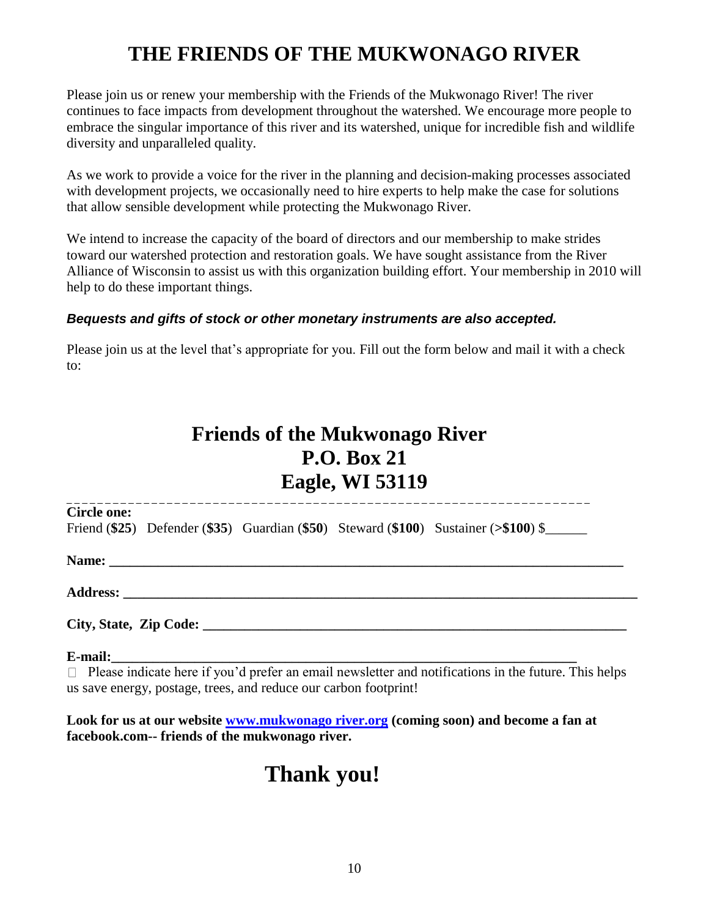# THE FRIENDS OF THE MUKWONAGO RIVER

Please join us or renew your membership with the Friends of the Mukwonago River! The river continues to face impacts from development throughout the watershed. We encourage more people to embrace the singular importance of this river and its watershed, unique for incredible fish and wildlife diversity and unparalleled quality.

As we work to provide a voice for the river in the planning and decision-making processes associated with development projects, we occasionally need to hire experts to help make the case for solutions that allow sensible development while protecting the Mukwonago River.

We intend to increase the capacity of the board of directors and our membership to make strides toward our watershed protection and restoration goals. We have sought assistance from the River Alliance of Wisconsin to assist us with this organization building effort. Your membership in 2010 will help to do these important things.

***Bequests and gifts of stock or other monetary instruments are also accepted.***

Please join us at the level that's appropriate for you. Fill out the form below and mail it with a check to:

## Friends of the Mukwonago River
## P.O. Box 21
## Eagle, WI 53119

- - - - - - - - - - - - - - - - - - - - - - - - - - - - - - - - - - - - - - - - - - - - - - - - - - - - - - - - - - - - - - - -

**Circle one:**
Friend (**$25**)   Defender (**$35**)   Guardian (**$50**)   Steward (**$100**)   Sustainer (**>$100**) $______

**Name: ______________________________________________________________**

**Address: ____________________________________________________________**

**City, State, Zip Code: ________________________________________________**

**E-mail:_____________________________________________________________**

☐ Please indicate here if you'd prefer an email newsletter and notifications in the future. This helps us save energy, postage, trees, and reduce our carbon footprint!

**Look for us at our website [www.mukwonago river.org](http://www.mukwonagoriver.org) (coming soon) and become a fan at facebook.com-- friends of the mukwonago river.**

# Thank you!